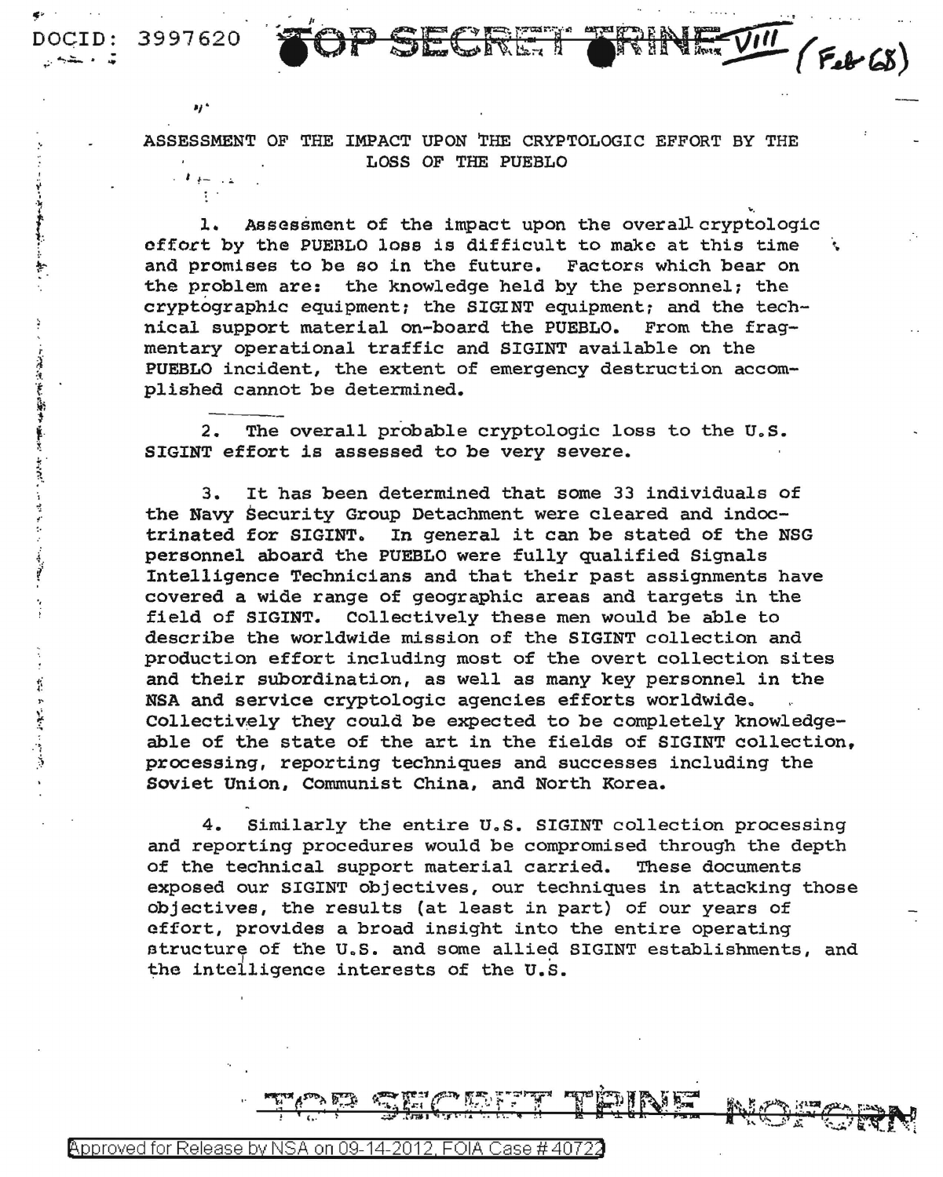DOCID: 3997620 TOP SECRET TRINE VIII (Feb 68)

## ASSESSMENT OF THE IMPACT UPON THE CRYPTOLOGIC EFFORT BY THE LOSS OF THE PUEBLO

1. Assessment of the impact upon the overall cryptologic effort by the PUEBLO loss is difficult to make at this time and promises to be so in the future. Factors which bear on the problem are: the knowledge held by the personnel; the cryptographic equipment; the SIGINT equipment; and the technical support material on-board the PUEBLO. From the fragmentary operational traffic and SIGINT available on the PUEBLO incident, the extent of emergency destruction accomplished cannot be determined.

2. The overall probable cryptologic loss to the U.S. SIGINT effort is assessed to be very severe.

3. It has been determined that some 33 individuals of the Navy Security Group Detachment were cleared and indoctrinated for SIGINT. In general it can be stated of the NSG personnel aboard the PUEBLO were fully qualified Signals Intelligence Technicians and that their past assignments have covered a wide range of geographic areas and targets in the field of SIGINT. Collectively these men would be able to describe the worldwide mission of the SIGINT collection and production effort including most of the overt collection sites and their subordination, as well as many key personnel in the NSA and service cryptologic agencies efforts worldwide. Collectively they could be expected to be completely knowledgeable of the state of the art in the fields of SIGINT collection, processing, reporting techniques and successes including the Soviet Union, Communist China, and North Korea.

4. Similarly the entire U.S. SIGINT collection processing and reporting procedures would be compromised through the depth of the technical support material carried. These documents exposed our SIGINT objectives, our techniques in attacking those objectives, the results (at least in part) of our years of effort, provides a broad insight into the entire operating structure of the U.S. and some allied SIGINT establishments, and the intelligence interests of the U.S.

TOP SECRET TRINE NOFORN

Approved for Release by NSA on 09-14-2012, FOIA Case # 40722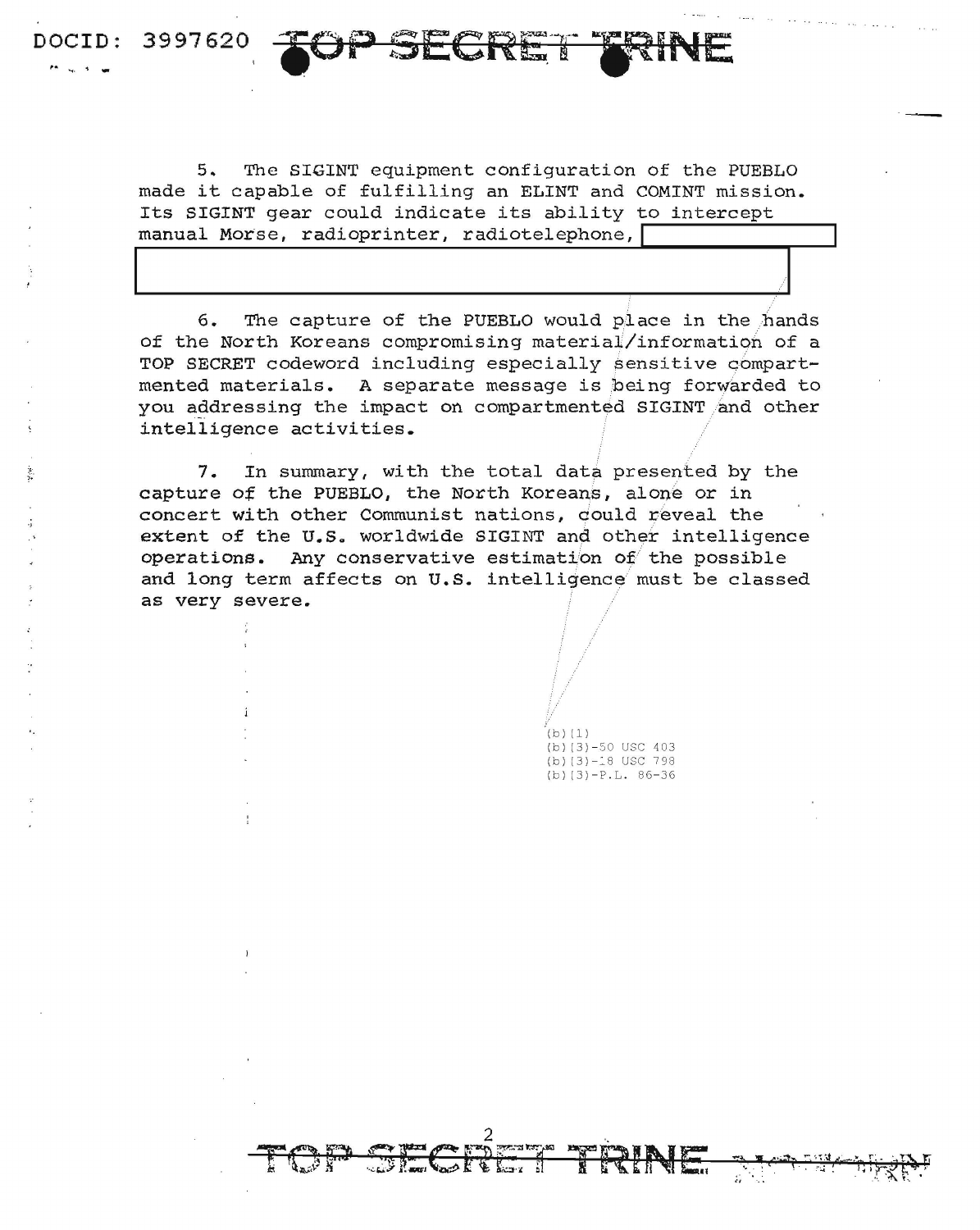5. The SIGINT equipment configuration of the PUEBLO made it capable of fulfilling an ELINT and COMINT mission. Its SIGINT gear could indicate its ability to intercept manual Morse, radioprinter, radiotelephone,

6. The capture of the PUEBLO would place in the hands of the North Koreans compromising material/information of a TOP SECRET codeword including especially sensitive compartmented materials. A separate message is being forwarded to you addressing the impact on compartmented SIGINT and other intelligence activities.

7. In summary, with the total data presented by the capture of the PUEBLO, the North Koreans, alone or in concert with other Communist nations, could reveal the extent of the U.S. worldwide SIGINT and other intelligence operations. Any conservative estimation of the possible and long term affects on U.S. intelligence must be classed as very severe.

(b)(1)
(b)(3)-50 USC 403
(b)(3)-18 USC 798
(b)(3)-P.L. 86-36